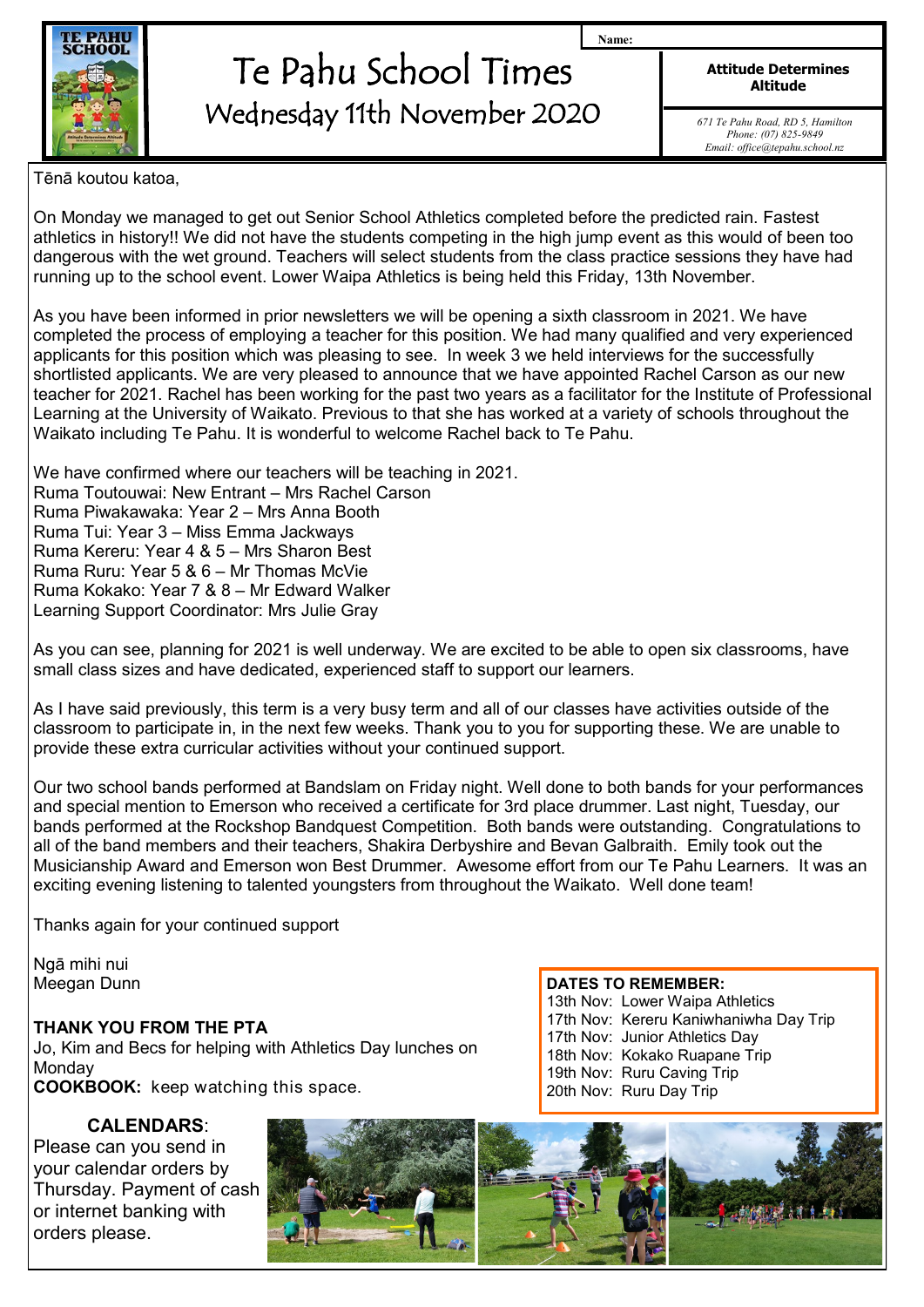# Te Pahu School Times

## Wednesday 11th November 2020

Name:

**Attitude Determines Altitude**

*671 Te Pahu Road, RD 5, Hamilton*
*Phone: (07) 825-9849*
*Email: office@tepahu.school.nz*

Tēnā koutou katoa,

On Monday we managed to get out Senior School Athletics completed before the predicted rain. Fastest athletics in history!! We did not have the students competing in the high jump event as this would of been too dangerous with the wet ground. Teachers will select students from the class practice sessions they have had running up to the school event. Lower Waipa Athletics is being held this Friday, 13th November.

As you have been informed in prior newsletters we will be opening a sixth classroom in 2021. We have completed the process of employing a teacher for this position. We had many qualified and very experienced applicants for this position which was pleasing to see. In week 3 we held interviews for the successfully shortlisted applicants. We are very pleased to announce that we have appointed Rachel Carson as our new teacher for 2021. Rachel has been working for the past two years as a facilitator for the Institute of Professional Learning at the University of Waikato. Previous to that she has worked at a variety of schools throughout the Waikato including Te Pahu. It is wonderful to welcome Rachel back to Te Pahu.

We have confirmed where our teachers will be teaching in 2021.
Ruma Toutouwai: New Entrant – Mrs Rachel Carson
Ruma Piwakawaka: Year 2 – Mrs Anna Booth
Ruma Tui: Year 3 – Miss Emma Jackways
Ruma Kereru: Year 4 & 5 – Mrs Sharon Best
Ruma Ruru: Year 5 & 6 – Mr Thomas McVie
Ruma Kokako: Year 7 & 8 – Mr Edward Walker
Learning Support Coordinator: Mrs Julie Gray

As you can see, planning for 2021 is well underway. We are excited to be able to open six classrooms, have small class sizes and have dedicated, experienced staff to support our learners.

As I have said previously, this term is a very busy term and all of our classes have activities outside of the classroom to participate in, in the next few weeks. Thank you to you for supporting these. We are unable to provide these extra curricular activities without your continued support.

Our two school bands performed at Bandslam on Friday night. Well done to both bands for your performances and special mention to Emerson who received a certificate for 3rd place drummer. Last night, Tuesday, our bands performed at the Rockshop Bandquest Competition. Both bands were outstanding. Congratulations to all of the band members and their teachers, Shakira Derbyshire and Bevan Galbraith. Emily took out the Musicianship Award and Emerson won Best Drummer. Awesome effort from our Te Pahu Learners. It was an exciting evening listening to talented youngsters from throughout the Waikato. Well done team!

Thanks again for your continued support

Ngā mihi nui
Meegan Dunn

**DATES TO REMEMBER:**
13th Nov: Lower Waipa Athletics
17th Nov: Kereru Kaniwhaniwha Day Trip
17th Nov: Junior Athletics Day
18th Nov: Kokako Ruapane Trip
19th Nov: Ruru Caving Trip
20th Nov: Ruru Day Trip

**THANK YOU FROM THE PTA**
Jo, Kim and Becs for helping with Athletics Day lunches on Monday
**COOKBOOK:** keep watching this space.

**CALENDARS**:
Please can you send in your calendar orders by Thursday. Payment of cash or internet banking with orders please.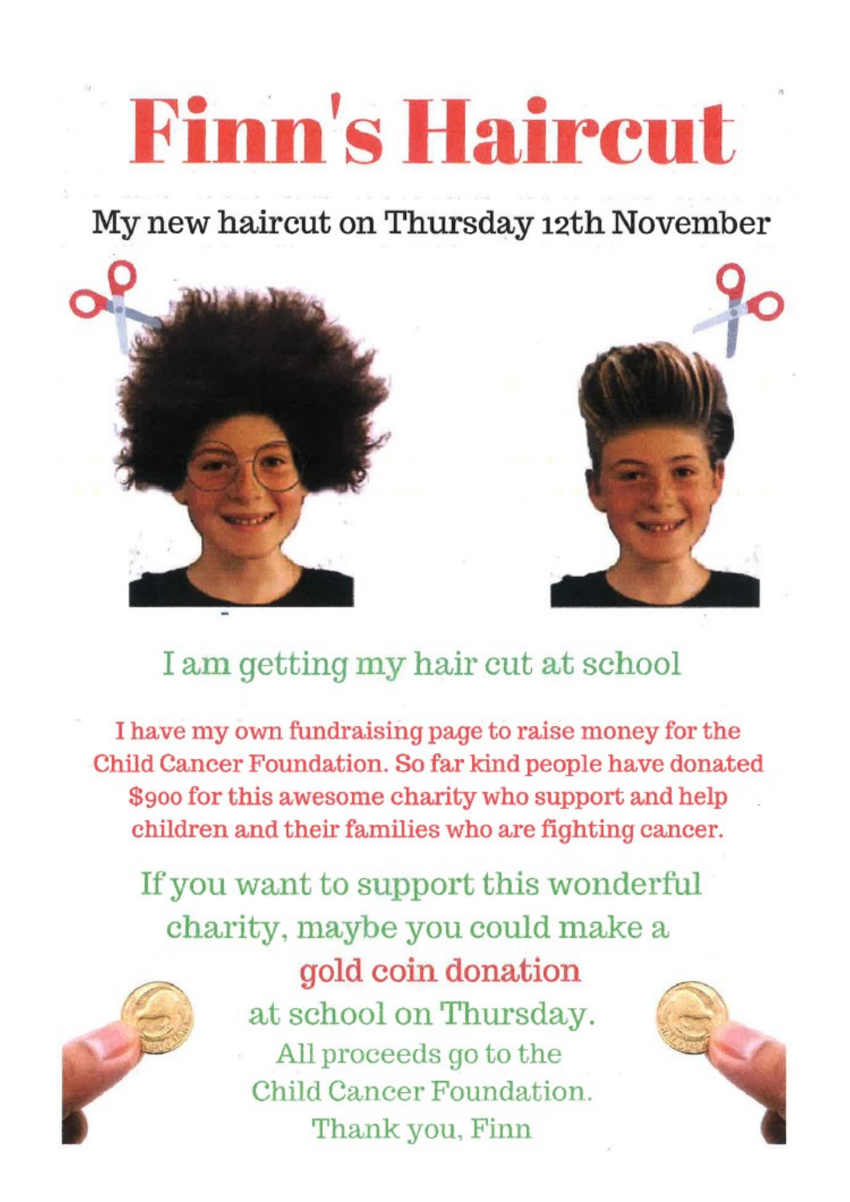# Finn's Haircut

My new haircut on Thursday 12th November

I am getting my hair cut at school

I have my own fundraising page to raise money for the Child Cancer Foundation. So far kind people have donated $900 for this awesome charity who support and help children and their families who are fighting cancer.

If you want to support this wonderful charity, maybe you could make a

**gold coin donation**

at school on Thursday.

All proceeds go to the Child Cancer Foundation.

Thank you, Finn